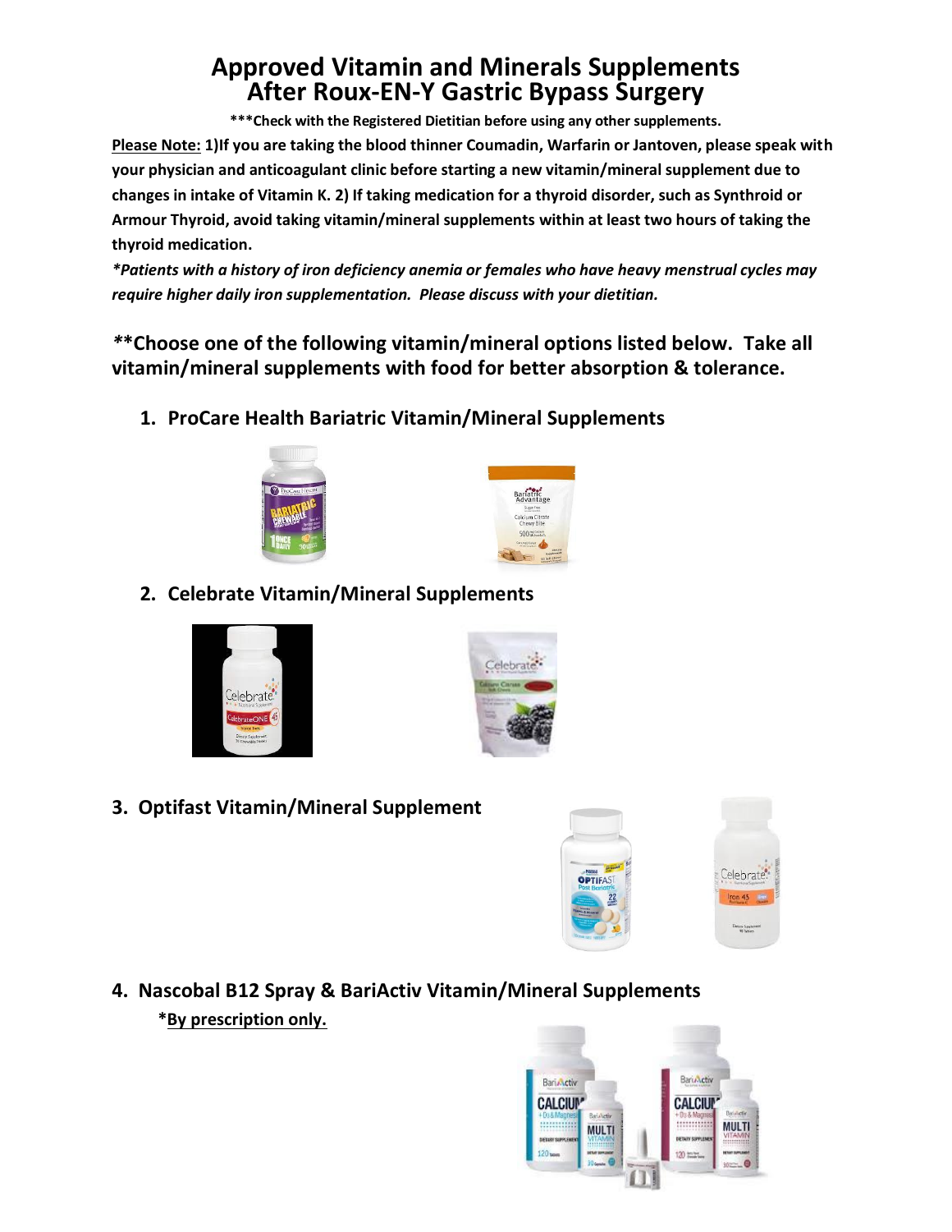# Approved Vitamin and Minerals Supplements After Roux-EN-Y Gastric Bypass Surgery

**\*\*\*Check with the Registered Dietitian before using any other supplements.**

**<u>Please Note:</u> 1)If you are taking the blood thinner Coumadin, Warfarin or Jantoven, please speak with your physician and anticoagulant clinic before starting a new vitamin/mineral supplement due to changes in intake of Vitamin K. 2) If taking medication for a thyroid disorder, such as Synthroid or Armour Thyroid, avoid taking vitamin/mineral supplements within at least two hours of taking the thyroid medication.**

***\*Patients with a history of iron deficiency anemia or females who have heavy menstrual cycles may require higher daily iron supplementation. Please discuss with your dietitian.***

## ***\*\*Choose one of the following vitamin/mineral options listed below. Take all vitamin/mineral supplements with food for better absorption & tolerance.***

1. **ProCare Health Bariatric Vitamin/Mineral Supplements**

2. **Celebrate Vitamin/Mineral Supplements**

3. **Optifast Vitamin/Mineral Supplement**

4. **Nascobal B12 Spray & BariActiv Vitamin/Mineral Supplements**

   **\*<u>By prescription only.</u>**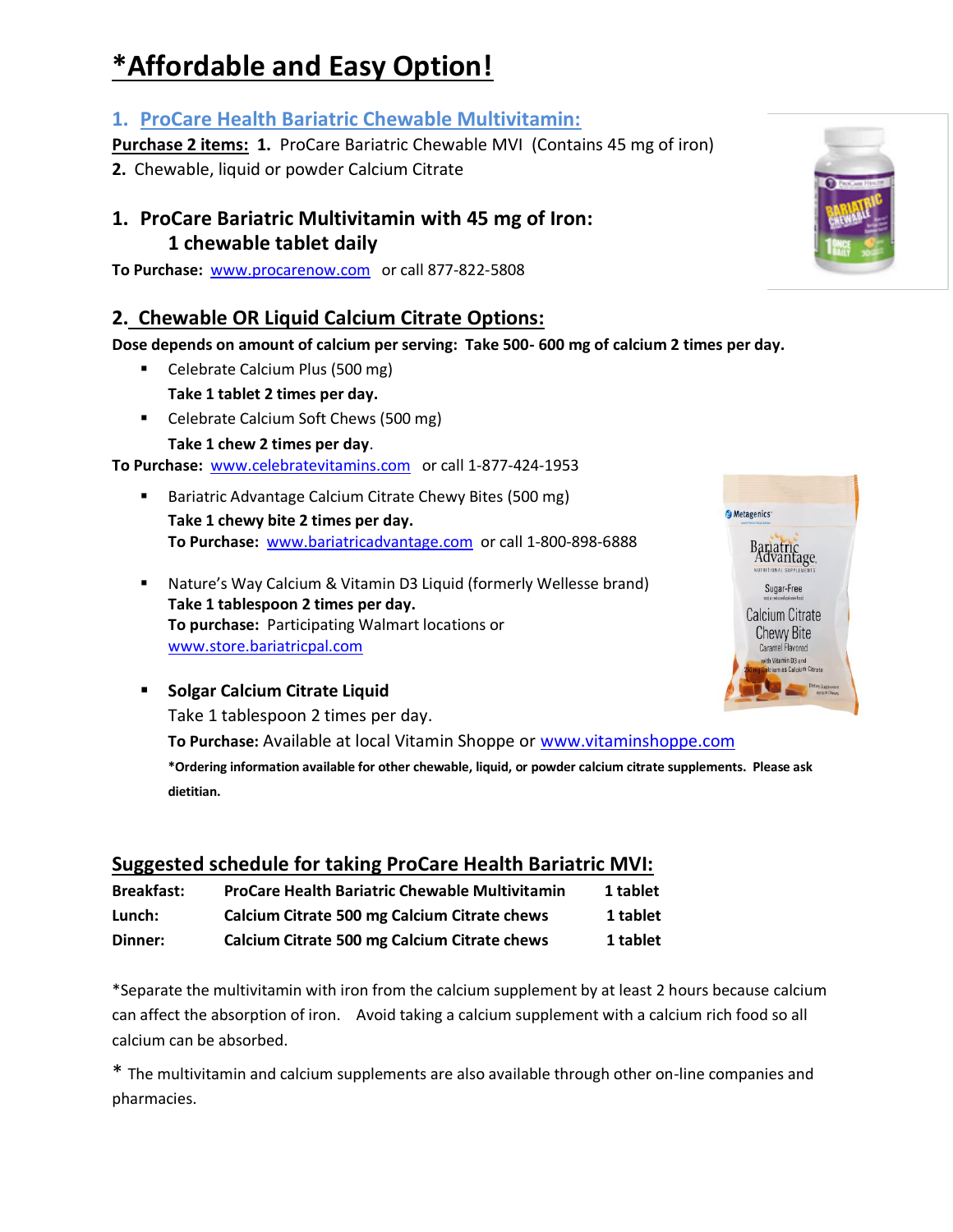# *Affordable and Easy Option!

## 1. ProCare Health Bariatric Chewable Multivitamin:

**Purchase 2 items:** **1.** ProCare Bariatric Chewable MVI (Contains 45 mg of iron)

**2.** Chewable, liquid or powder Calcium Citrate

### 1. ProCare Bariatric Multivitamin with 45 mg of Iron: 1 chewable tablet daily

**To Purchase:** www.procarenow.com or call 877-822-5808

### 2. Chewable OR Liquid Calcium Citrate Options:

**Dose depends on amount of calcium per serving: Take 500- 600 mg of calcium 2 times per day.**

- Celebrate Calcium Plus (500 mg)
  **Take 1 tablet 2 times per day.**
- Celebrate Calcium Soft Chews (500 mg)
  **Take 1 chew 2 times per day**.

**To Purchase:** www.celebratevitamins.com or call 1-877-424-1953

- Bariatric Advantage Calcium Citrate Chewy Bites (500 mg)
  **Take 1 chewy bite 2 times per day.**
  **To Purchase:** www.bariatricadvantage.com or call 1-800-898-6888

- Nature's Way Calcium & Vitamin D3 Liquid (formerly Wellesse brand)
  **Take 1 tablespoon 2 times per day.**
  **To purchase:** Participating Walmart locations or www.store.bariatricpal.com

- **Solgar Calcium Citrate Liquid**
  Take 1 tablespoon 2 times per day.
  **To Purchase:** Available at local Vitamin Shoppe or www.vitaminshoppe.com

  ***Ordering information available for other chewable, liquid, or powder calcium citrate supplements. Please ask dietitian.**

## Suggested schedule for taking ProCare Health Bariatric MVI:

| | | |
|---|---|---|
| **Breakfast:** | **ProCare Health Bariatric Chewable Multivitamin** | **1 tablet** |
| **Lunch:** | **Calcium Citrate 500 mg Calcium Citrate chews** | **1 tablet** |
| **Dinner:** | **Calcium Citrate 500 mg Calcium Citrate chews** | **1 tablet** |

*Separate the multivitamin with iron from the calcium supplement by at least 2 hours because calcium can affect the absorption of iron. Avoid taking a calcium supplement with a calcium rich food so all calcium can be absorbed.

* The multivitamin and calcium supplements are also available through other on-line companies and pharmacies.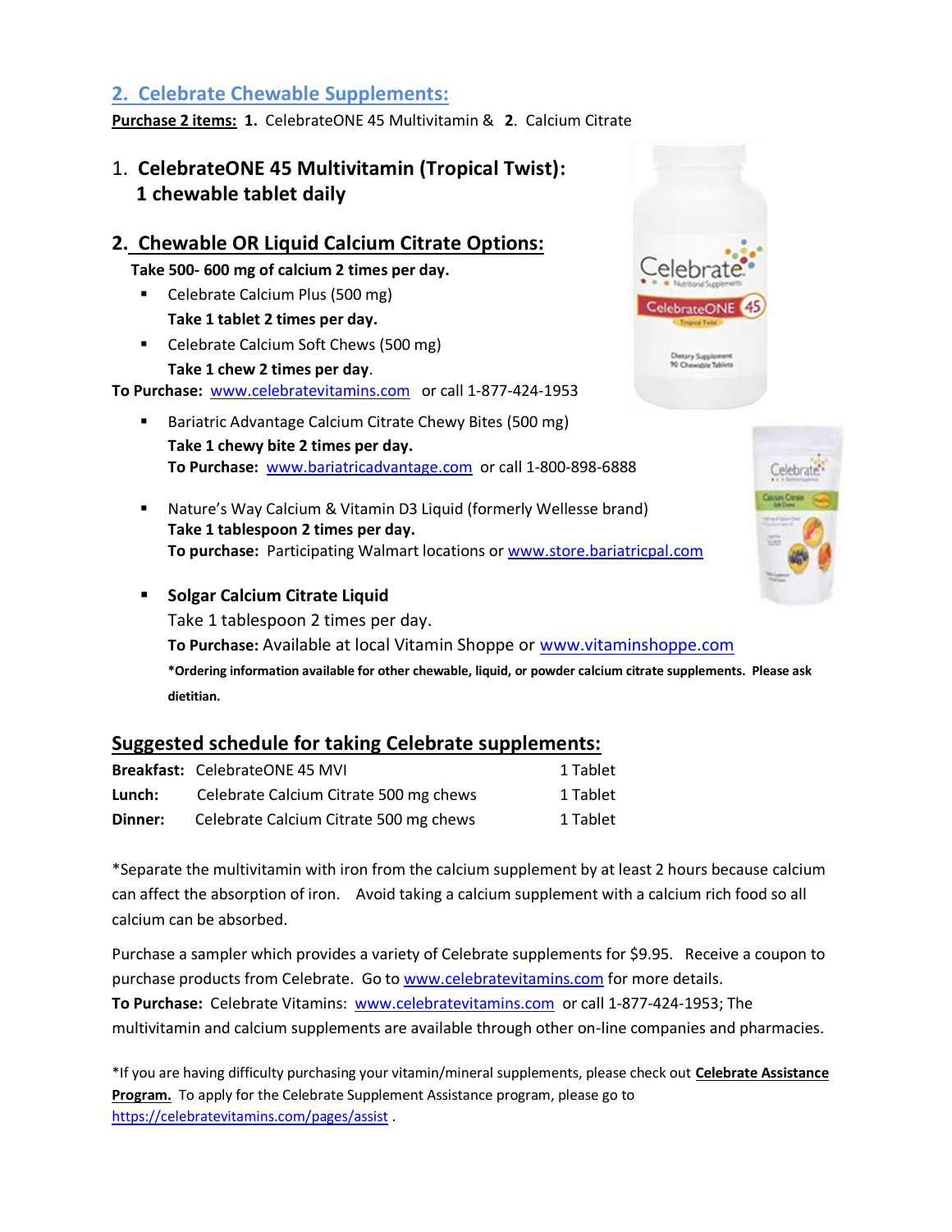## 2. Celebrate Chewable Supplements:

**Purchase 2 items:** **1.** CelebrateONE 45 Multivitamin & **2.** Calcium Citrate

### 1. CelebrateONE 45 Multivitamin (Tropical Twist): 1 chewable tablet daily

### 2. Chewable OR Liquid Calcium Citrate Options:

**Take 500- 600 mg of calcium 2 times per day.**

- Celebrate Calcium Plus (500 mg)
  **Take 1 tablet 2 times per day.**
- Celebrate Calcium Soft Chews (500 mg)
  **Take 1 chew 2 times per day**.

**To Purchase:** www.celebratevitamins.com or call 1-877-424-1953

- Bariatric Advantage Calcium Citrate Chewy Bites (500 mg)
  **Take 1 chewy bite 2 times per day.**
  **To Purchase:** www.bariatricadvantage.com or call 1-800-898-6888

- Nature's Way Calcium & Vitamin D3 Liquid (formerly Wellesse brand)
  **Take 1 tablespoon 2 times per day.**
  **To purchase:** Participating Walmart locations or www.store.bariatricpal.com

- **Solgar Calcium Citrate Liquid**
  Take 1 tablespoon 2 times per day.
  **To Purchase:** Available at local Vitamin Shoppe or www.vitaminshoppe.com
  ***Ordering information available for other chewable, liquid, or powder calcium citrate supplements. Please ask dietitian.**

## Suggested schedule for taking Celebrate supplements:

| | | |
|---|---|---|
| **Breakfast:** | CelebrateONE 45 MVI | 1 Tablet |
| **Lunch:** | Celebrate Calcium Citrate 500 mg chews | 1 Tablet |
| **Dinner:** | Celebrate Calcium Citrate 500 mg chews | 1 Tablet |

*Separate the multivitamin with iron from the calcium supplement by at least 2 hours because calcium can affect the absorption of iron. Avoid taking a calcium supplement with a calcium rich food so all calcium can be absorbed.

Purchase a sampler which provides a variety of Celebrate supplements for $9.95. Receive a coupon to purchase products from Celebrate. Go to www.celebratevitamins.com for more details.
**To Purchase:** Celebrate Vitamins: www.celebratevitamins.com or call 1-877-424-1953; The multivitamin and calcium supplements are available through other on-line companies and pharmacies.

*If you are having difficulty purchasing your vitamin/mineral supplements, please check out **Celebrate Assistance Program.** To apply for the Celebrate Supplement Assistance program, please go to https://celebratevitamins.com/pages/assist .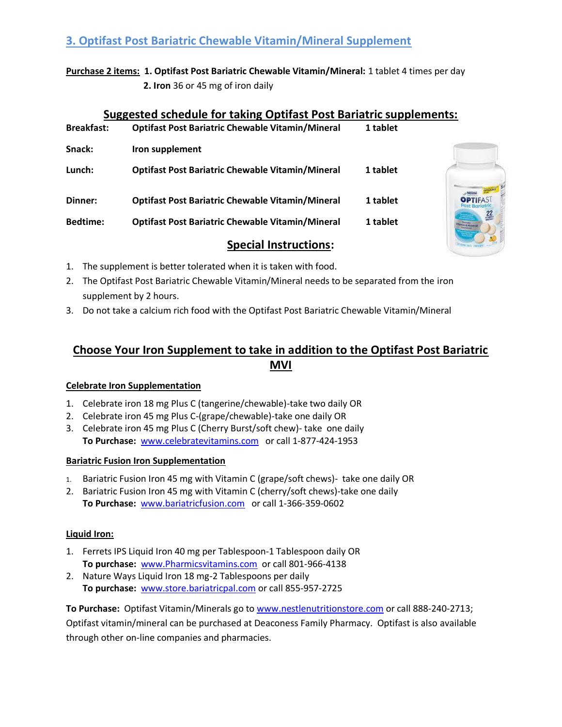## 3. Optifast Post Bariatric Chewable Vitamin/Mineral Supplement

**Purchase 2 items:** **1. Optifast Post Bariatric Chewable Vitamin/Mineral:** 1 tablet 4 times per day
**2. Iron** 36 or 45 mg of iron daily

### Suggested schedule for taking Optifast Post Bariatric supplements:

| | | |
|---|---|---|
| **Breakfast:** | **Optifast Post Bariatric Chewable Vitamin/Mineral** | **1 tablet** |
| **Snack:** | **Iron supplement** | |
| **Lunch:** | **Optifast Post Bariatric Chewable Vitamin/Mineral** | **1 tablet** |
| **Dinner:** | **Optifast Post Bariatric Chewable Vitamin/Mineral** | **1 tablet** |
| **Bedtime:** | **Optifast Post Bariatric Chewable Vitamin/Mineral** | **1 tablet** |

### Special Instructions:

1. The supplement is better tolerated when it is taken with food.
2. The Optifast Post Bariatric Chewable Vitamin/Mineral needs to be separated from the iron supplement by 2 hours.
3. Do not take a calcium rich food with the Optifast Post Bariatric Chewable Vitamin/Mineral

### Choose Your Iron Supplement to take in addition to the Optifast Post Bariatric MVI

**Celebrate Iron Supplementation**

1. Celebrate iron 18 mg Plus C (tangerine/chewable)-take two daily OR
2. Celebrate iron 45 mg Plus C-(grape/chewable)-take one daily OR
3. Celebrate iron 45 mg Plus C (Cherry Burst/soft chew)- take one daily
   **To Purchase:** www.celebratevitamins.com or call 1-877-424-1953

**Bariatric Fusion Iron Supplementation**

1. Bariatric Fusion Iron 45 mg with Vitamin C (grape/soft chews)- take one daily OR
2. Bariatric Fusion Iron 45 mg with Vitamin C (cherry/soft chews)-take one daily
   **To Purchase:** www.bariatricfusion.com or call 1-366-359-0602

**Liquid Iron:**

1. Ferrets IPS Liquid Iron 40 mg per Tablespoon-1 Tablespoon daily OR
   **To purchase:** www.Pharmicsvitamins.com or call 801-966-4138
2. Nature Ways Liquid Iron 18 mg-2 Tablespoons per daily
   **To purchase:** www.store.bariatricpal.com or call 855-957-2725

**To Purchase:** Optifast Vitamin/Minerals go to www.nestlenutritionstore.com or call 888-240-2713; Optifast vitamin/mineral can be purchased at Deaconess Family Pharmacy. Optifast is also available through other on-line companies and pharmacies.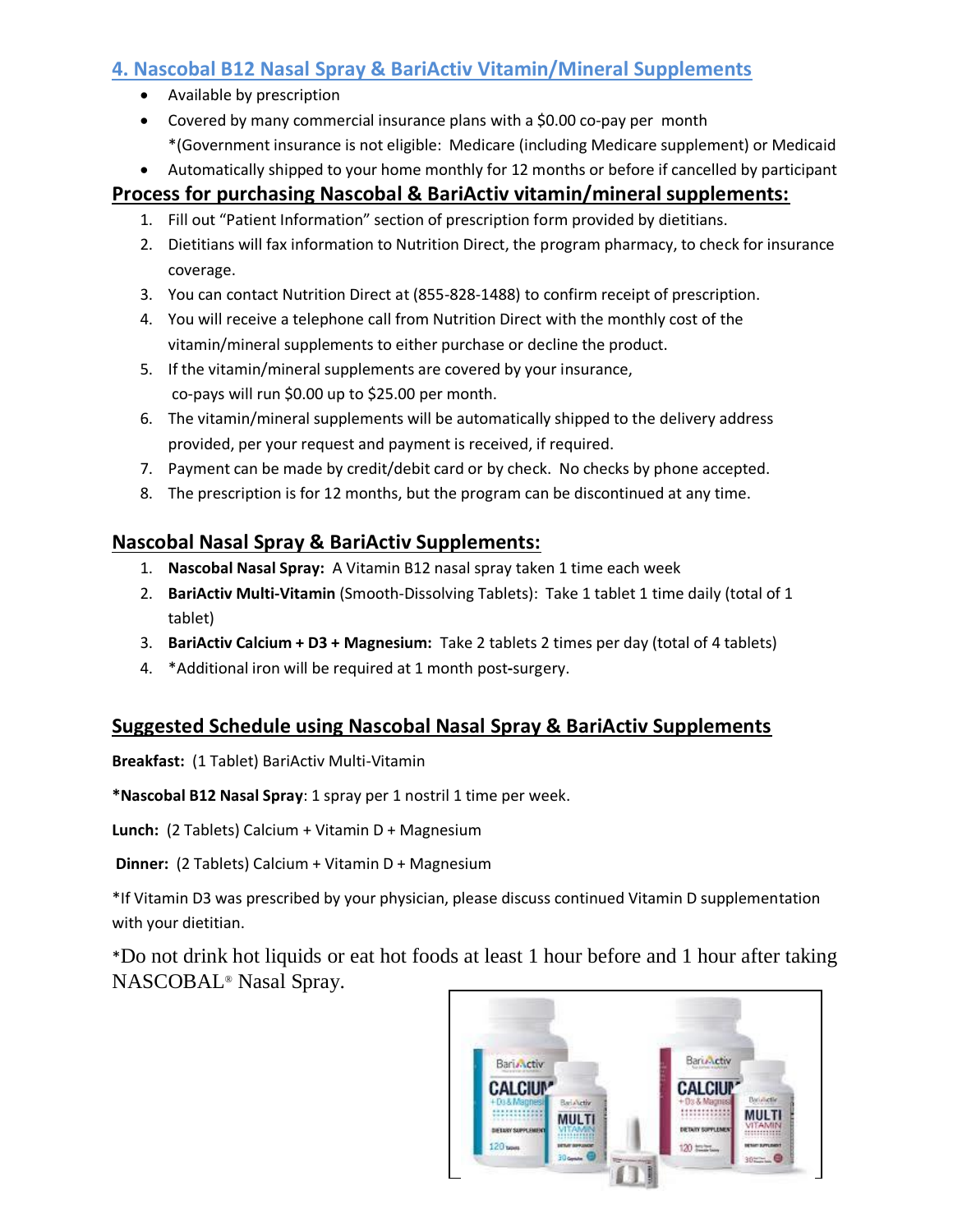## 4. Nascobal B12 Nasal Spray & BariActiv Vitamin/Mineral Supplements

- Available by prescription
- Covered by many commercial insurance plans with a $0.00 co-pay per month
  *(Government insurance is not eligible: Medicare (including Medicare supplement) or Medicaid
- Automatically shipped to your home monthly for 12 months or before if cancelled by participant

### Process for purchasing Nascobal & BariActiv vitamin/mineral supplements:

1. Fill out "Patient Information" section of prescription form provided by dietitians.
2. Dietitians will fax information to Nutrition Direct, the program pharmacy, to check for insurance coverage.
3. You can contact Nutrition Direct at (855-828-1488) to confirm receipt of prescription.
4. You will receive a telephone call from Nutrition Direct with the monthly cost of the vitamin/mineral supplements to either purchase or decline the product.
5. If the vitamin/mineral supplements are covered by your insurance, co-pays will run $0.00 up to $25.00 per month.
6. The vitamin/mineral supplements will be automatically shipped to the delivery address provided, per your request and payment is received, if required.
7. Payment can be made by credit/debit card or by check. No checks by phone accepted.
8. The prescription is for 12 months, but the program can be discontinued at any time.

### Nascobal Nasal Spray & BariActiv Supplements:

1. **Nascobal Nasal Spray:** A Vitamin B12 nasal spray taken 1 time each week
2. **BariActiv Multi-Vitamin** (Smooth-Dissolving Tablets): Take 1 tablet 1 time daily (total of 1 tablet)
3. **BariActiv Calcium + D3 + Magnesium:** Take 2 tablets 2 times per day (total of 4 tablets)
4. *Additional iron will be required at 1 month post-surgery.

### Suggested Schedule using Nascobal Nasal Spray & BariActiv Supplements

**Breakfast:** (1 Tablet) BariActiv Multi-Vitamin

***Nascobal B12 Nasal Spray**: 1 spray per 1 nostril 1 time per week.

**Lunch:** (2 Tablets) Calcium + Vitamin D + Magnesium

**Dinner:** (2 Tablets) Calcium + Vitamin D + Magnesium

*If Vitamin D3 was prescribed by your physician, please discuss continued Vitamin D supplementation with your dietitian.

*Do not drink hot liquids or eat hot foods at least 1 hour before and 1 hour after taking NASCOBAL® Nasal Spray.